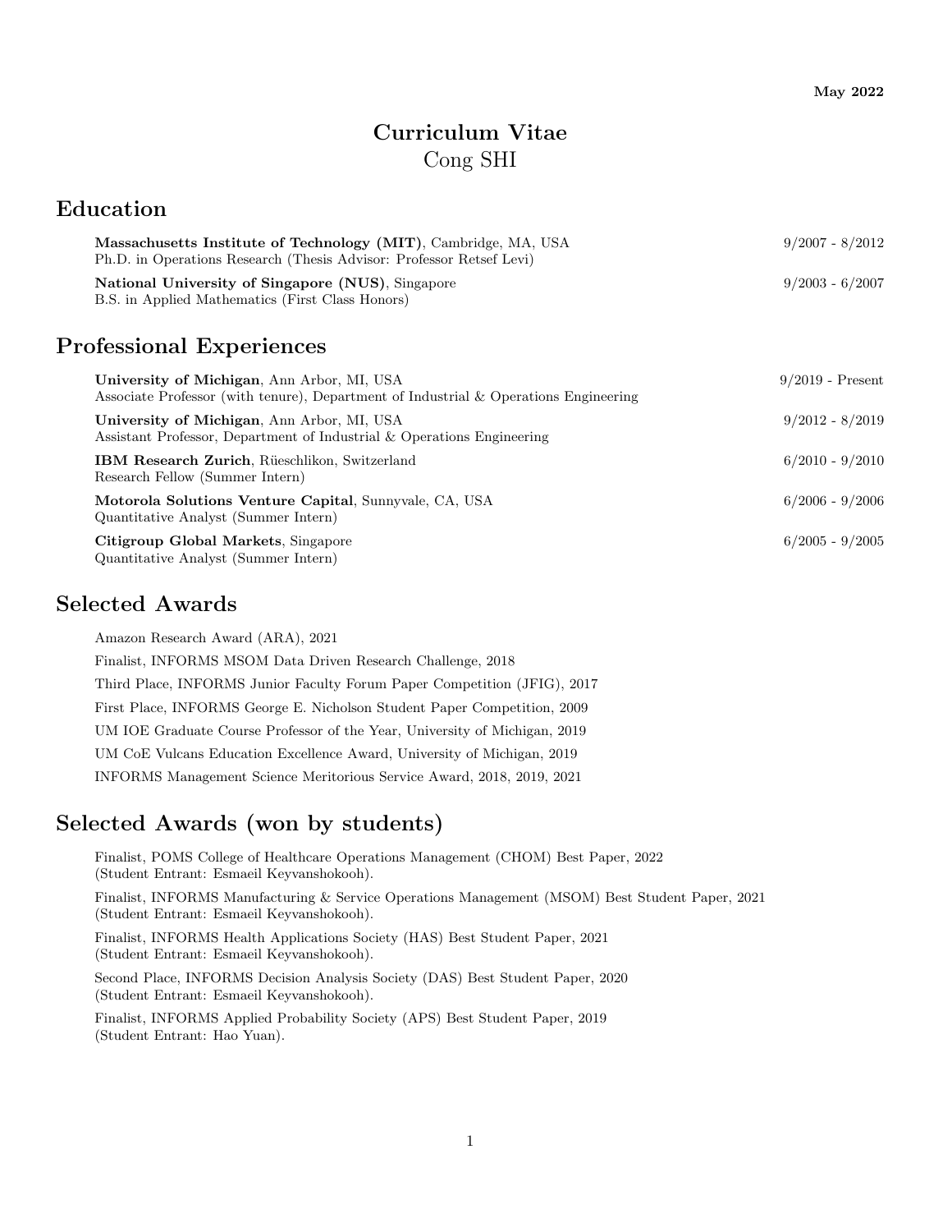May 2022

# Curriculum Vitae
Cong SHI

## Education

**Massachusetts Institute of Technology (MIT)**, Cambridge, MA, USA — 9/2007 - 8/2012
Ph.D. in Operations Research (Thesis Advisor: Professor Retsef Levi)

**National University of Singapore (NUS)**, Singapore — 9/2003 - 6/2007
B.S. in Applied Mathematics (First Class Honors)

## Professional Experiences

**University of Michigan**, Ann Arbor, MI, USA — 9/2019 - Present
Associate Professor (with tenure), Department of Industrial & Operations Engineering

**University of Michigan**, Ann Arbor, MI, USA — 9/2012 - 8/2019
Assistant Professor, Department of Industrial & Operations Engineering

**IBM Research Zurich**, Rüeschlikon, Switzerland — 6/2010 - 9/2010
Research Fellow (Summer Intern)

**Motorola Solutions Venture Capital**, Sunnyvale, CA, USA — 6/2006 - 9/2006
Quantitative Analyst (Summer Intern)

**Citigroup Global Markets**, Singapore — 6/2005 - 9/2005
Quantitative Analyst (Summer Intern)

## Selected Awards

Amazon Research Award (ARA), 2021

Finalist, INFORMS MSOM Data Driven Research Challenge, 2018

Third Place, INFORMS Junior Faculty Forum Paper Competition (JFIG), 2017

First Place, INFORMS George E. Nicholson Student Paper Competition, 2009

UM IOE Graduate Course Professor of the Year, University of Michigan, 2019

UM CoE Vulcans Education Excellence Award, University of Michigan, 2019

INFORMS Management Science Meritorious Service Award, 2018, 2019, 2021

## Selected Awards (won by students)

Finalist, POMS College of Healthcare Operations Management (CHOM) Best Paper, 2022
(Student Entrant: Esmaeil Keyvanshokooh).

Finalist, INFORMS Manufacturing & Service Operations Management (MSOM) Best Student Paper, 2021
(Student Entrant: Esmaeil Keyvanshokooh).

Finalist, INFORMS Health Applications Society (HAS) Best Student Paper, 2021
(Student Entrant: Esmaeil Keyvanshokooh).

Second Place, INFORMS Decision Analysis Society (DAS) Best Student Paper, 2020
(Student Entrant: Esmaeil Keyvanshokooh).

Finalist, INFORMS Applied Probability Society (APS) Best Student Paper, 2019
(Student Entrant: Hao Yuan).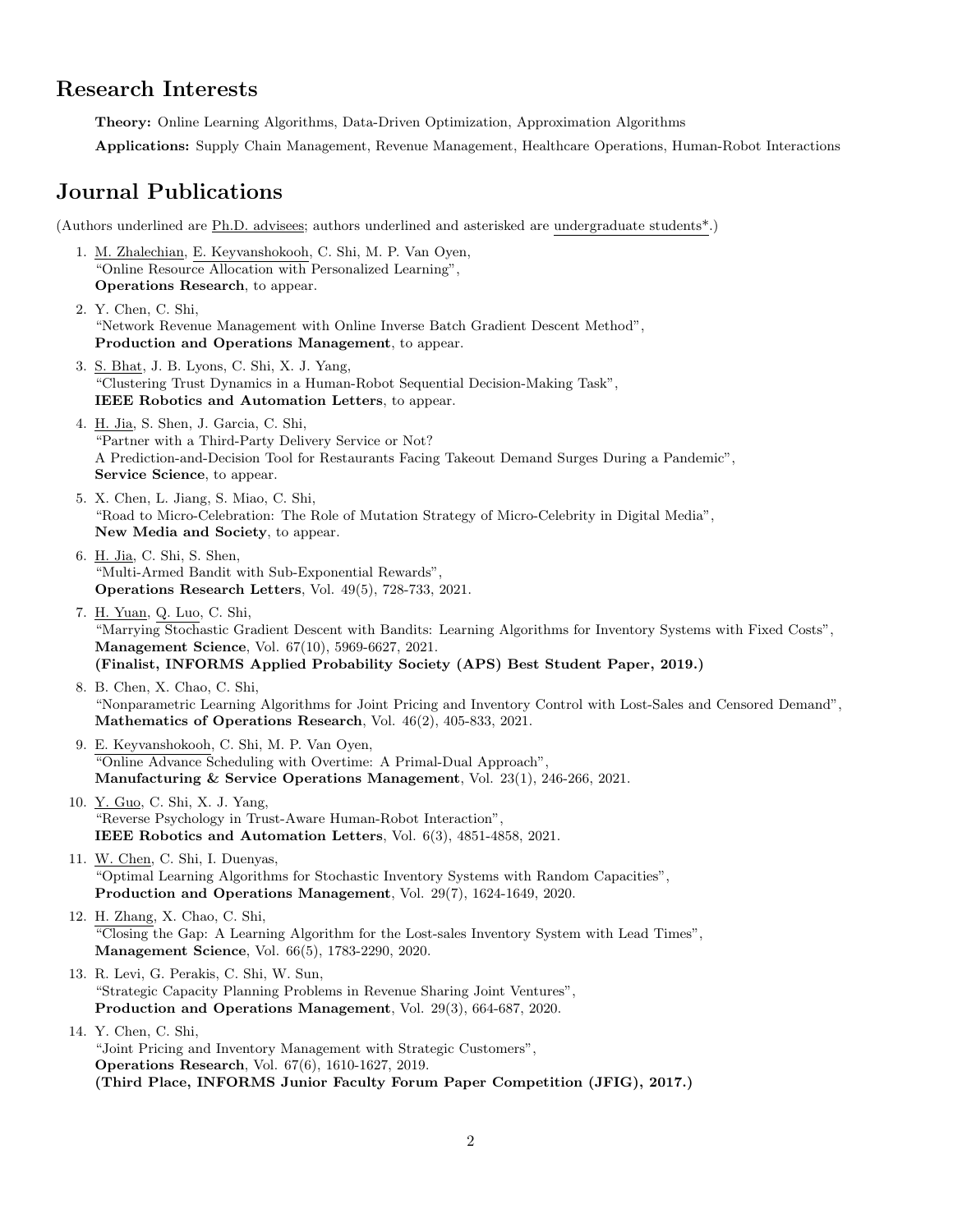## Research Interests

**Theory:** Online Learning Algorithms, Data-Driven Optimization, Approximation Algorithms

**Applications:** Supply Chain Management, Revenue Management, Healthcare Operations, Human-Robot Interactions

## Journal Publications

(Authors underlined are Ph.D. advisees; authors underlined and asterisked are undergraduate students*.)

1. M. Zhalechian, E. Keyvanshokooh, C. Shi, M. P. Van Oyen,
   "Online Resource Allocation with Personalized Learning",
   **Operations Research**, to appear.
2. Y. Chen, C. Shi,
   "Network Revenue Management with Online Inverse Batch Gradient Descent Method",
   **Production and Operations Management**, to appear.
3. S. Bhat, J. B. Lyons, C. Shi, X. J. Yang,
   "Clustering Trust Dynamics in a Human-Robot Sequential Decision-Making Task",
   **IEEE Robotics and Automation Letters**, to appear.
4. H. Jia, S. Shen, J. Garcia, C. Shi,
   "Partner with a Third-Party Delivery Service or Not?
   A Prediction-and-Decision Tool for Restaurants Facing Takeout Demand Surges During a Pandemic",
   **Service Science**, to appear.
5. X. Chen, L. Jiang, S. Miao, C. Shi,
   "Road to Micro-Celebration: The Role of Mutation Strategy of Micro-Celebrity in Digital Media",
   **New Media and Society**, to appear.
6. H. Jia, C. Shi, S. Shen,
   "Multi-Armed Bandit with Sub-Exponential Rewards",
   **Operations Research Letters**, Vol. 49(5), 728-733, 2021.
7. H. Yuan, Q. Luo, C. Shi,
   "Marrying Stochastic Gradient Descent with Bandits: Learning Algorithms for Inventory Systems with Fixed Costs",
   **Management Science**, Vol. 67(10), 5969-6627, 2021.
   **(Finalist, INFORMS Applied Probability Society (APS) Best Student Paper, 2019.)**
8. B. Chen, X. Chao, C. Shi,
   "Nonparametric Learning Algorithms for Joint Pricing and Inventory Control with Lost-Sales and Censored Demand",
   **Mathematics of Operations Research**, Vol. 46(2), 405-833, 2021.
9. E. Keyvanshokooh, C. Shi, M. P. Van Oyen,
   "Online Advance Scheduling with Overtime: A Primal-Dual Approach",
   **Manufacturing & Service Operations Management**, Vol. 23(1), 246-266, 2021.
10. Y. Guo, C. Shi, X. J. Yang,
    "Reverse Psychology in Trust-Aware Human-Robot Interaction",
    **IEEE Robotics and Automation Letters**, Vol. 6(3), 4851-4858, 2021.
11. W. Chen, C. Shi, I. Duenyas,
    "Optimal Learning Algorithms for Stochastic Inventory Systems with Random Capacities",
    **Production and Operations Management**, Vol. 29(7), 1624-1649, 2020.
12. H. Zhang, X. Chao, C. Shi,
    "Closing the Gap: A Learning Algorithm for the Lost-sales Inventory System with Lead Times",
    **Management Science**, Vol. 66(5), 1783-2290, 2020.
13. R. Levi, G. Perakis, C. Shi, W. Sun,
    "Strategic Capacity Planning Problems in Revenue Sharing Joint Ventures",
    **Production and Operations Management**, Vol. 29(3), 664-687, 2020.
14. Y. Chen, C. Shi,
    "Joint Pricing and Inventory Management with Strategic Customers",
    **Operations Research**, Vol. 67(6), 1610-1627, 2019.
    **(Third Place, INFORMS Junior Faculty Forum Paper Competition (JFIG), 2017.)**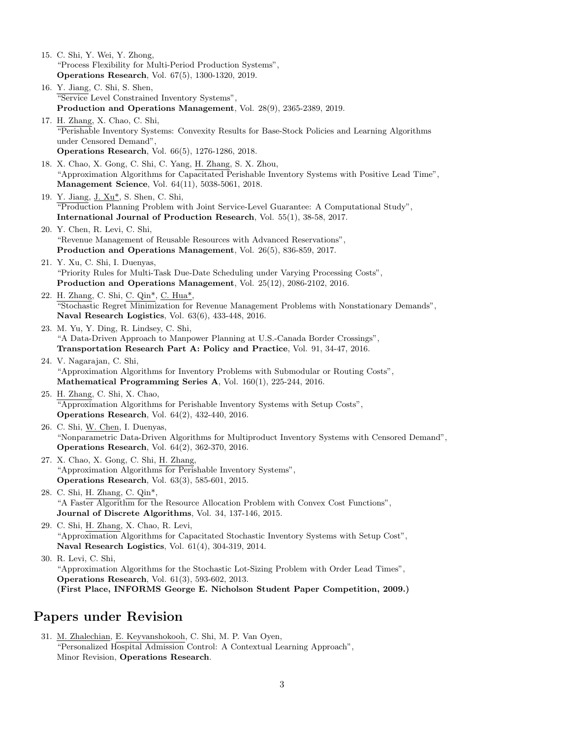15. C. Shi, Y. Wei, Y. Zhong,
"Process Flexibility for Multi-Period Production Systems",
**Operations Research**, Vol. 67(5), 1300-1320, 2019.

16. Y. Jiang, C. Shi, S. Shen,
"Service Level Constrained Inventory Systems",
**Production and Operations Management**, Vol. 28(9), 2365-2389, 2019.

17. H. Zhang, X. Chao, C. Shi,
"Perishable Inventory Systems: Convexity Results for Base-Stock Policies and Learning Algorithms under Censored Demand",
**Operations Research**, Vol. 66(5), 1276-1286, 2018.

18. X. Chao, X. Gong, C. Shi, C. Yang, H. Zhang, S. X. Zhou,
"Approximation Algorithms for Capacitated Perishable Inventory Systems with Positive Lead Time",
**Management Science**, Vol. 64(11), 5038-5061, 2018.

19. Y. Jiang, J. Xu*, S. Shen, C. Shi,
"Production Planning Problem with Joint Service-Level Guarantee: A Computational Study",
**International Journal of Production Research**, Vol. 55(1), 38-58, 2017.

20. Y. Chen, R. Levi, C. Shi,
"Revenue Management of Reusable Resources with Advanced Reservations",
**Production and Operations Management**, Vol. 26(5), 836-859, 2017.

21. Y. Xu, C. Shi, I. Duenyas,
"Priority Rules for Multi-Task Due-Date Scheduling under Varying Processing Costs",
**Production and Operations Management**, Vol. 25(12), 2086-2102, 2016.

22. H. Zhang, C. Shi, C. Qin*, C. Hua*,
"Stochastic Regret Minimization for Revenue Management Problems with Nonstationary Demands",
**Naval Research Logistics**, Vol. 63(6), 433-448, 2016.

23. M. Yu, Y. Ding, R. Lindsey, C. Shi,
"A Data-Driven Approach to Manpower Planning at U.S.-Canada Border Crossings",
**Transportation Research Part A: Policy and Practice**, Vol. 91, 34-47, 2016.

24. V. Nagarajan, C. Shi,
"Approximation Algorithms for Inventory Problems with Submodular or Routing Costs",
**Mathematical Programming Series A**, Vol. 160(1), 225-244, 2016.

25. H. Zhang, C. Shi, X. Chao,
"Approximation Algorithms for Perishable Inventory Systems with Setup Costs",
**Operations Research**, Vol. 64(2), 432-440, 2016.

26. C. Shi, W. Chen, I. Duenyas,
"Nonparametric Data-Driven Algorithms for Multiproduct Inventory Systems with Censored Demand",
**Operations Research**, Vol. 64(2), 362-370, 2016.

27. X. Chao, X. Gong, C. Shi, H. Zhang,
"Approximation Algorithms for Perishable Inventory Systems",
**Operations Research**, Vol. 63(3), 585-601, 2015.

28. C. Shi, H. Zhang, C. Qin*,
"A Faster Algorithm for the Resource Allocation Problem with Convex Cost Functions",
**Journal of Discrete Algorithms**, Vol. 34, 137-146, 2015.

29. C. Shi, H. Zhang, X. Chao, R. Levi,
"Approximation Algorithms for Capacitated Stochastic Inventory Systems with Setup Cost",
**Naval Research Logistics**, Vol. 61(4), 304-319, 2014.

30. R. Levi, C. Shi,
"Approximation Algorithms for the Stochastic Lot-Sizing Problem with Order Lead Times",
**Operations Research**, Vol. 61(3), 593-602, 2013.
**(First Place, INFORMS George E. Nicholson Student Paper Competition, 2009.)**

## Papers under Revision

31. M. Zhalechian, E. Keyvanshokooh, C. Shi, M. P. Van Oyen,
"Personalized Hospital Admission Control: A Contextual Learning Approach",
Minor Revision, **Operations Research**.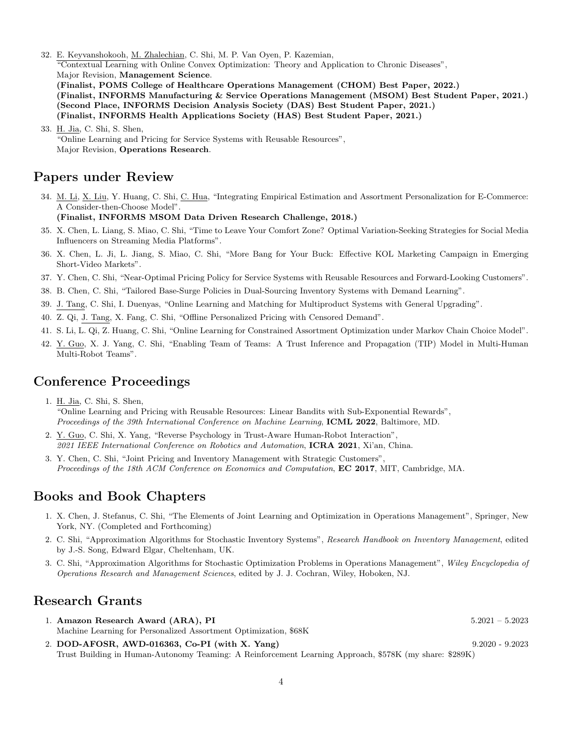32. E. Keyvanshokooh, M. Zhalechian, C. Shi, M. P. Van Oyen, P. Kazemian,
"Contextual Learning with Online Convex Optimization: Theory and Application to Chronic Diseases",
Major Revision, **Management Science**.
**(Finalist, POMS College of Healthcare Operations Management (CHOM) Best Paper, 2022.)**
**(Finalist, INFORMS Manufacturing & Service Operations Management (MSOM) Best Student Paper, 2021.)**
**(Second Place, INFORMS Decision Analysis Society (DAS) Best Student Paper, 2021.)**
**(Finalist, INFORMS Health Applications Society (HAS) Best Student Paper, 2021.)**

33. H. Jia, C. Shi, S. Shen,
"Online Learning and Pricing for Service Systems with Reusable Resources",
Major Revision, **Operations Research**.

# Papers under Review

34. M. Li, X. Liu, Y. Huang, C. Shi, C. Hua, "Integrating Empirical Estimation and Assortment Personalization for E-Commerce: A Consider-then-Choose Model".
**(Finalist, INFORMS MSOM Data Driven Research Challenge, 2018.)**

35. X. Chen, L. Liang, S. Miao, C. Shi, "Time to Leave Your Comfort Zone? Optimal Variation-Seeking Strategies for Social Media Influencers on Streaming Media Platforms".

36. X. Chen, L. Ji, L. Jiang, S. Miao, C. Shi, "More Bang for Your Buck: Effective KOL Marketing Campaign in Emerging Short-Video Markets".

37. Y. Chen, C. Shi, "Near-Optimal Pricing Policy for Service Systems with Reusable Resources and Forward-Looking Customers".

38. B. Chen, C. Shi, "Tailored Base-Surge Policies in Dual-Sourcing Inventory Systems with Demand Learning".

39. J. Tang, C. Shi, I. Duenyas, "Online Learning and Matching for Multiproduct Systems with General Upgrading".

40. Z. Qi, J. Tang, X. Fang, C. Shi, "Offline Personalized Pricing with Censored Demand".

41. S. Li, L. Qi, Z. Huang, C. Shi, "Online Learning for Constrained Assortment Optimization under Markov Chain Choice Model".

42. Y. Guo, X. J. Yang, C. Shi, "Enabling Team of Teams: A Trust Inference and Propagation (TIP) Model in Multi-Human Multi-Robot Teams".

# Conference Proceedings

1. H. Jia, C. Shi, S. Shen,
"Online Learning and Pricing with Reusable Resources: Linear Bandits with Sub-Exponential Rewards",
*Proceedings of the 39th International Conference on Machine Learning*, **ICML 2022**, Baltimore, MD.

2. Y. Guo, C. Shi, X. Yang, "Reverse Psychology in Trust-Aware Human-Robot Interaction",
*2021 IEEE International Conference on Robotics and Automation*, **ICRA 2021**, Xi'an, China.

3. Y. Chen, C. Shi, "Joint Pricing and Inventory Management with Strategic Customers",
*Proceedings of the 18th ACM Conference on Economics and Computation*, **EC 2017**, MIT, Cambridge, MA.

# Books and Book Chapters

1. X. Chen, J. Stefanus, C. Shi, "The Elements of Joint Learning and Optimization in Operations Management", Springer, New York, NY. (Completed and Forthcoming)

2. C. Shi, "Approximation Algorithms for Stochastic Inventory Systems", *Research Handbook on Inventory Management*, edited by J.-S. Song, Edward Elgar, Cheltenham, UK.

3. C. Shi, "Approximation Algorithms for Stochastic Optimization Problems in Operations Management", *Wiley Encyclopedia of Operations Research and Management Sciences*, edited by J. J. Cochran, Wiley, Hoboken, NJ.

# Research Grants

1. **Amazon Research Award (ARA), PI** 5.2021 – 5.2023
Machine Learning for Personalized Assortment Optimization, $68K

2. **DOD-AFOSR, AWD-016363, Co-PI (with X. Yang)** 9.2020 - 9.2023
Trust Building in Human-Autonomy Teaming: A Reinforcement Learning Approach, $578K (my share: $289K)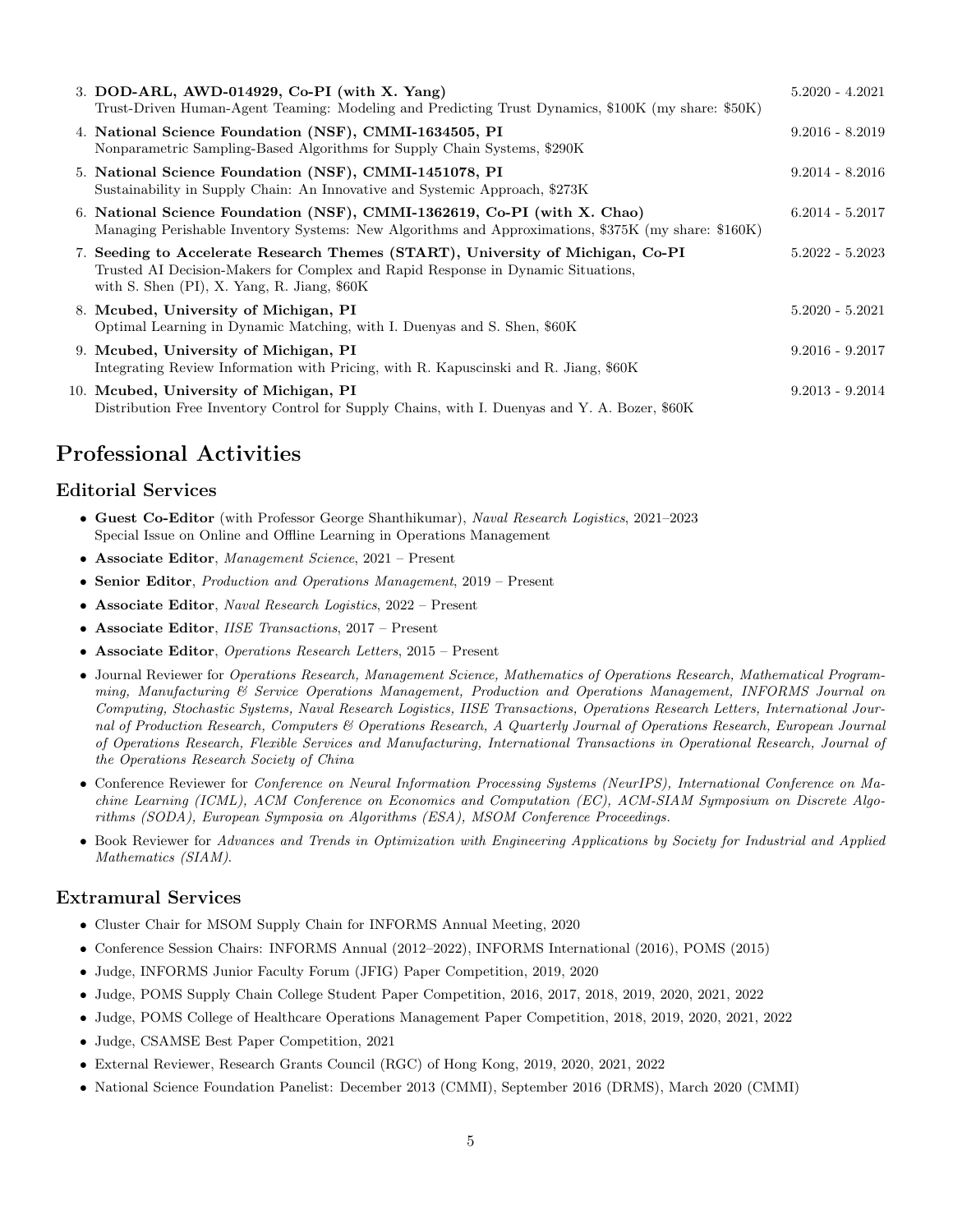3. **DOD-ARL, AWD-014929, Co-PI (with X. Yang)** 5.2020 - 4.2021
   Trust-Driven Human-Agent Teaming: Modeling and Predicting Trust Dynamics, \$100K (my share: \$50K)
4. **National Science Foundation (NSF), CMMI-1634505, PI** 9.2016 - 8.2019
   Nonparametric Sampling-Based Algorithms for Supply Chain Systems, \$290K
5. **National Science Foundation (NSF), CMMI-1451078, PI** 9.2014 - 8.2016
   Sustainability in Supply Chain: An Innovative and Systemic Approach, \$273K
6. **National Science Foundation (NSF), CMMI-1362619, Co-PI (with X. Chao)** 6.2014 - 5.2017
   Managing Perishable Inventory Systems: New Algorithms and Approximations, \$375K (my share: \$160K)
7. **Seeding to Accelerate Research Themes (START), University of Michigan, Co-PI** 5.2022 - 5.2023
   Trusted AI Decision-Makers for Complex and Rapid Response in Dynamic Situations,
   with S. Shen (PI), X. Yang, R. Jiang, \$60K
8. **Mcubed, University of Michigan, PI** 5.2020 - 5.2021
   Optimal Learning in Dynamic Matching, with I. Duenyas and S. Shen, \$60K
9. **Mcubed, University of Michigan, PI** 9.2016 - 9.2017
   Integrating Review Information with Pricing, with R. Kapuscinski and R. Jiang, \$60K
10. **Mcubed, University of Michigan, PI** 9.2013 - 9.2014
    Distribution Free Inventory Control for Supply Chains, with I. Duenyas and Y. A. Bozer, \$60K

# Professional Activities

## Editorial Services

- **Guest Co-Editor** (with Professor George Shanthikumar), *Naval Research Logistics*, 2021–2023
  Special Issue on Online and Offline Learning in Operations Management
- **Associate Editor**, *Management Science*, 2021 – Present
- **Senior Editor**, *Production and Operations Management*, 2019 – Present
- **Associate Editor**, *Naval Research Logistics*, 2022 – Present
- **Associate Editor**, *IISE Transactions*, 2017 – Present
- **Associate Editor**, *Operations Research Letters*, 2015 – Present
- Journal Reviewer for *Operations Research, Management Science, Mathematics of Operations Research, Mathematical Programming, Manufacturing & Service Operations Management, Production and Operations Management, INFORMS Journal on Computing, Stochastic Systems, Naval Research Logistics, IISE Transactions, Operations Research Letters, International Journal of Production Research, Computers & Operations Research, A Quarterly Journal of Operations Research, European Journal of Operations Research, Flexible Services and Manufacturing, International Transactions in Operational Research, Journal of the Operations Research Society of China*
- Conference Reviewer for *Conference on Neural Information Processing Systems (NeurIPS), International Conference on Machine Learning (ICML), ACM Conference on Economics and Computation (EC), ACM-SIAM Symposium on Discrete Algorithms (SODA), European Symposia on Algorithms (ESA), MSOM Conference Proceedings.*
- Book Reviewer for *Advances and Trends in Optimization with Engineering Applications by Society for Industrial and Applied Mathematics (SIAM).*

## Extramural Services

- Cluster Chair for MSOM Supply Chain for INFORMS Annual Meeting, 2020
- Conference Session Chairs: INFORMS Annual (2012–2022), INFORMS International (2016), POMS (2015)
- Judge, INFORMS Junior Faculty Forum (JFIG) Paper Competition, 2019, 2020
- Judge, POMS Supply Chain College Student Paper Competition, 2016, 2017, 2018, 2019, 2020, 2021, 2022
- Judge, POMS College of Healthcare Operations Management Paper Competition, 2018, 2019, 2020, 2021, 2022
- Judge, CSAMSE Best Paper Competition, 2021
- External Reviewer, Research Grants Council (RGC) of Hong Kong, 2019, 2020, 2021, 2022
- National Science Foundation Panelist: December 2013 (CMMI), September 2016 (DRMS), March 2020 (CMMI)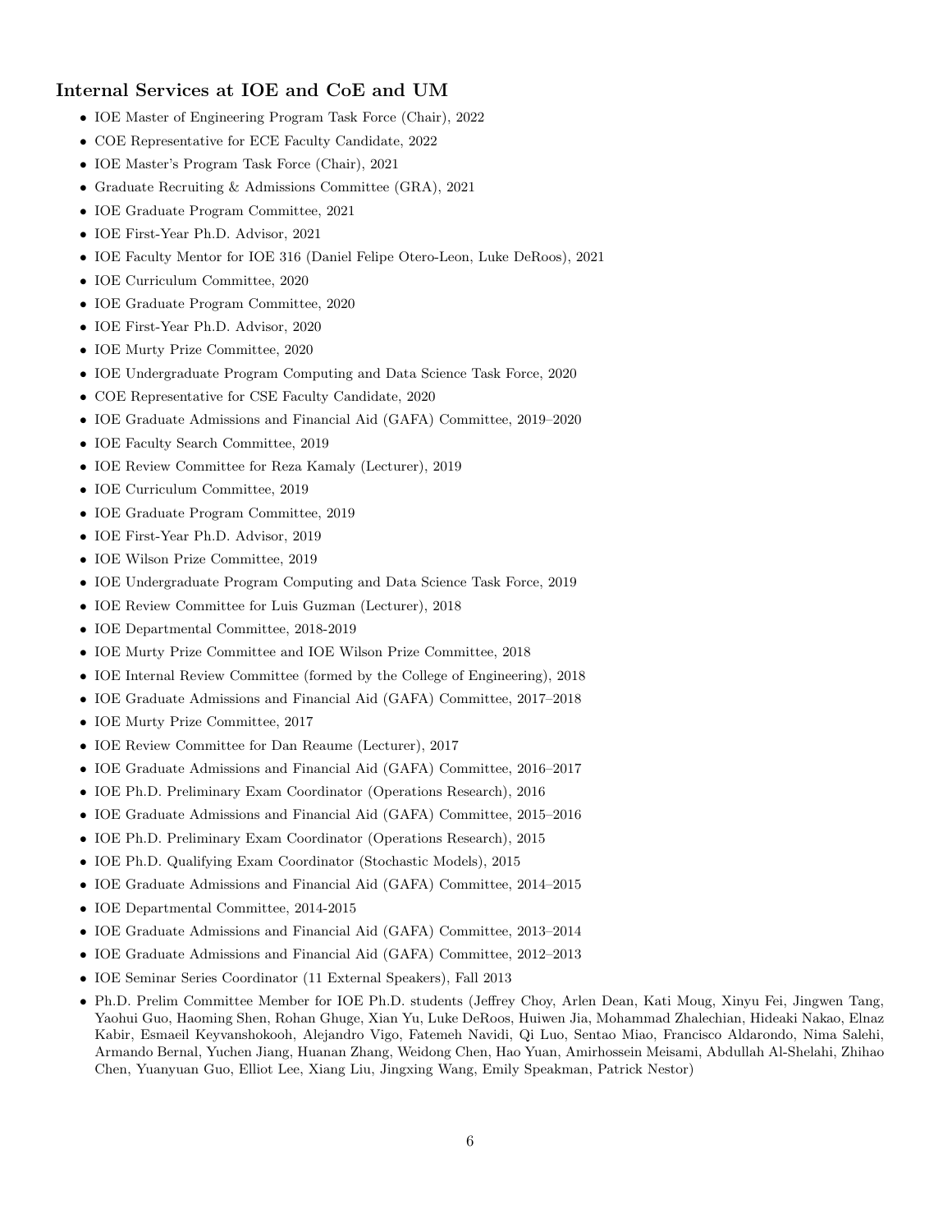## Internal Services at IOE and CoE and UM

- IOE Master of Engineering Program Task Force (Chair), 2022
- COE Representative for ECE Faculty Candidate, 2022
- IOE Master's Program Task Force (Chair), 2021
- Graduate Recruiting & Admissions Committee (GRA), 2021
- IOE Graduate Program Committee, 2021
- IOE First-Year Ph.D. Advisor, 2021
- IOE Faculty Mentor for IOE 316 (Daniel Felipe Otero-Leon, Luke DeRoos), 2021
- IOE Curriculum Committee, 2020
- IOE Graduate Program Committee, 2020
- IOE First-Year Ph.D. Advisor, 2020
- IOE Murty Prize Committee, 2020
- IOE Undergraduate Program Computing and Data Science Task Force, 2020
- COE Representative for CSE Faculty Candidate, 2020
- IOE Graduate Admissions and Financial Aid (GAFA) Committee, 2019–2020
- IOE Faculty Search Committee, 2019
- IOE Review Committee for Reza Kamaly (Lecturer), 2019
- IOE Curriculum Committee, 2019
- IOE Graduate Program Committee, 2019
- IOE First-Year Ph.D. Advisor, 2019
- IOE Wilson Prize Committee, 2019
- IOE Undergraduate Program Computing and Data Science Task Force, 2019
- IOE Review Committee for Luis Guzman (Lecturer), 2018
- IOE Departmental Committee, 2018-2019
- IOE Murty Prize Committee and IOE Wilson Prize Committee, 2018
- IOE Internal Review Committee (formed by the College of Engineering), 2018
- IOE Graduate Admissions and Financial Aid (GAFA) Committee, 2017–2018
- IOE Murty Prize Committee, 2017
- IOE Review Committee for Dan Reaume (Lecturer), 2017
- IOE Graduate Admissions and Financial Aid (GAFA) Committee, 2016–2017
- IOE Ph.D. Preliminary Exam Coordinator (Operations Research), 2016
- IOE Graduate Admissions and Financial Aid (GAFA) Committee, 2015–2016
- IOE Ph.D. Preliminary Exam Coordinator (Operations Research), 2015
- IOE Ph.D. Qualifying Exam Coordinator (Stochastic Models), 2015
- IOE Graduate Admissions and Financial Aid (GAFA) Committee, 2014–2015
- IOE Departmental Committee, 2014-2015
- IOE Graduate Admissions and Financial Aid (GAFA) Committee, 2013–2014
- IOE Graduate Admissions and Financial Aid (GAFA) Committee, 2012–2013
- IOE Seminar Series Coordinator (11 External Speakers), Fall 2013
- Ph.D. Prelim Committee Member for IOE Ph.D. students (Jeffrey Choy, Arlen Dean, Kati Moug, Xinyu Fei, Jingwen Tang, Yaohui Guo, Haoming Shen, Rohan Ghuge, Xian Yu, Luke DeRoos, Huiwen Jia, Mohammad Zhalechian, Hideaki Nakao, Elnaz Kabir, Esmaeil Keyvanshokooh, Alejandro Vigo, Fatemeh Navidi, Qi Luo, Sentao Miao, Francisco Aldarondo, Nima Salehi, Armando Bernal, Yuchen Jiang, Huanan Zhang, Weidong Chen, Hao Yuan, Amirhossein Meisami, Abdullah Al-Shelahi, Zhihao Chen, Yuanyuan Guo, Elliot Lee, Xiang Liu, Jingxing Wang, Emily Speakman, Patrick Nestor)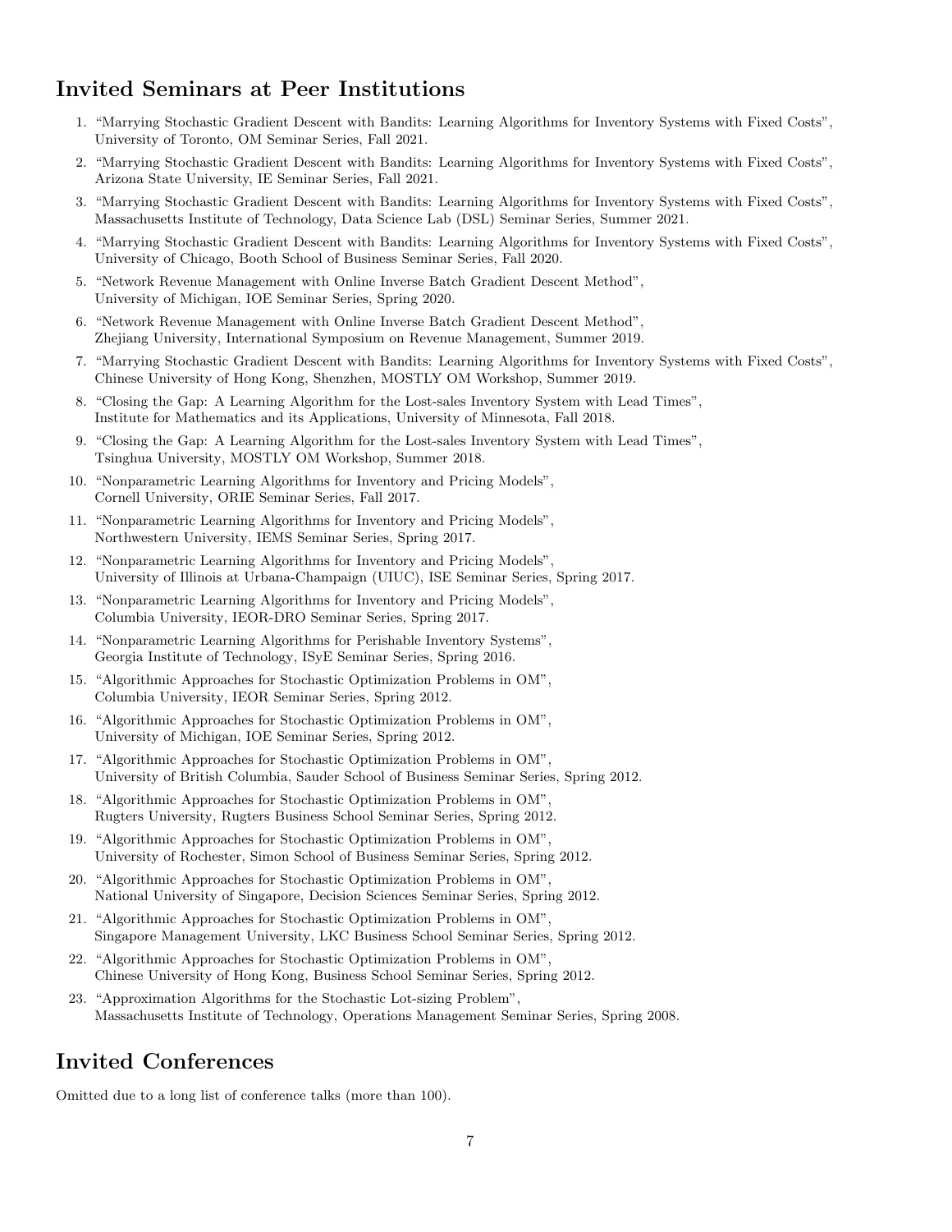## Invited Seminars at Peer Institutions

1. "Marrying Stochastic Gradient Descent with Bandits: Learning Algorithms for Inventory Systems with Fixed Costs", University of Toronto, OM Seminar Series, Fall 2021.
2. "Marrying Stochastic Gradient Descent with Bandits: Learning Algorithms for Inventory Systems with Fixed Costs", Arizona State University, IE Seminar Series, Fall 2021.
3. "Marrying Stochastic Gradient Descent with Bandits: Learning Algorithms for Inventory Systems with Fixed Costs", Massachusetts Institute of Technology, Data Science Lab (DSL) Seminar Series, Summer 2021.
4. "Marrying Stochastic Gradient Descent with Bandits: Learning Algorithms for Inventory Systems with Fixed Costs", University of Chicago, Booth School of Business Seminar Series, Fall 2020.
5. "Network Revenue Management with Online Inverse Batch Gradient Descent Method", University of Michigan, IOE Seminar Series, Spring 2020.
6. "Network Revenue Management with Online Inverse Batch Gradient Descent Method", Zhejiang University, International Symposium on Revenue Management, Summer 2019.
7. "Marrying Stochastic Gradient Descent with Bandits: Learning Algorithms for Inventory Systems with Fixed Costs", Chinese University of Hong Kong, Shenzhen, MOSTLY OM Workshop, Summer 2019.
8. "Closing the Gap: A Learning Algorithm for the Lost-sales Inventory System with Lead Times", Institute for Mathematics and its Applications, University of Minnesota, Fall 2018.
9. "Closing the Gap: A Learning Algorithm for the Lost-sales Inventory System with Lead Times", Tsinghua University, MOSTLY OM Workshop, Summer 2018.
10. "Nonparametric Learning Algorithms for Inventory and Pricing Models", Cornell University, ORIE Seminar Series, Fall 2017.
11. "Nonparametric Learning Algorithms for Inventory and Pricing Models", Northwestern University, IEMS Seminar Series, Spring 2017.
12. "Nonparametric Learning Algorithms for Inventory and Pricing Models", University of Illinois at Urbana-Champaign (UIUC), ISE Seminar Series, Spring 2017.
13. "Nonparametric Learning Algorithms for Inventory and Pricing Models", Columbia University, IEOR-DRO Seminar Series, Spring 2017.
14. "Nonparametric Learning Algorithms for Perishable Inventory Systems", Georgia Institute of Technology, ISyE Seminar Series, Spring 2016.
15. "Algorithmic Approaches for Stochastic Optimization Problems in OM", Columbia University, IEOR Seminar Series, Spring 2012.
16. "Algorithmic Approaches for Stochastic Optimization Problems in OM", University of Michigan, IOE Seminar Series, Spring 2012.
17. "Algorithmic Approaches for Stochastic Optimization Problems in OM", University of British Columbia, Sauder School of Business Seminar Series, Spring 2012.
18. "Algorithmic Approaches for Stochastic Optimization Problems in OM", Rugters University, Rugters Business School Seminar Series, Spring 2012.
19. "Algorithmic Approaches for Stochastic Optimization Problems in OM", University of Rochester, Simon School of Business Seminar Series, Spring 2012.
20. "Algorithmic Approaches for Stochastic Optimization Problems in OM", National University of Singapore, Decision Sciences Seminar Series, Spring 2012.
21. "Algorithmic Approaches for Stochastic Optimization Problems in OM", Singapore Management University, LKC Business School Seminar Series, Spring 2012.
22. "Algorithmic Approaches for Stochastic Optimization Problems in OM", Chinese University of Hong Kong, Business School Seminar Series, Spring 2012.
23. "Approximation Algorithms for the Stochastic Lot-sizing Problem", Massachusetts Institute of Technology, Operations Management Seminar Series, Spring 2008.

## Invited Conferences

Omitted due to a long list of conference talks (more than 100).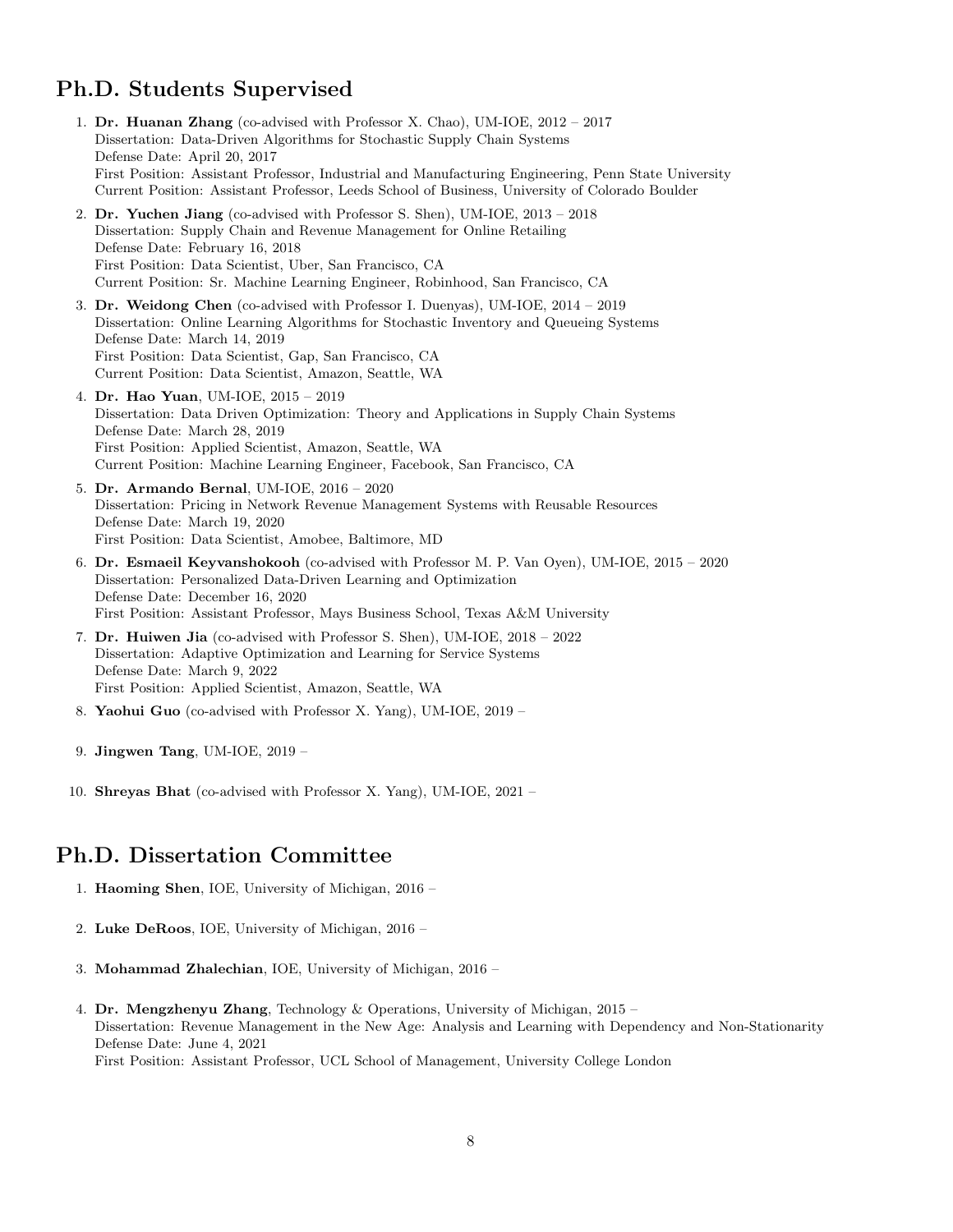## Ph.D. Students Supervised

1. **Dr. Huanan Zhang** (co-advised with Professor X. Chao), UM-IOE, 2012 – 2017
   Dissertation: Data-Driven Algorithms for Stochastic Supply Chain Systems
   Defense Date: April 20, 2017
   First Position: Assistant Professor, Industrial and Manufacturing Engineering, Penn State University
   Current Position: Assistant Professor, Leeds School of Business, University of Colorado Boulder
2. **Dr. Yuchen Jiang** (co-advised with Professor S. Shen), UM-IOE, 2013 – 2018
   Dissertation: Supply Chain and Revenue Management for Online Retailing
   Defense Date: February 16, 2018
   First Position: Data Scientist, Uber, San Francisco, CA
   Current Position: Sr. Machine Learning Engineer, Robinhood, San Francisco, CA
3. **Dr. Weidong Chen** (co-advised with Professor I. Duenyas), UM-IOE, 2014 – 2019
   Dissertation: Online Learning Algorithms for Stochastic Inventory and Queueing Systems
   Defense Date: March 14, 2019
   First Position: Data Scientist, Gap, San Francisco, CA
   Current Position: Data Scientist, Amazon, Seattle, WA
4. **Dr. Hao Yuan**, UM-IOE, 2015 – 2019
   Dissertation: Data Driven Optimization: Theory and Applications in Supply Chain Systems
   Defense Date: March 28, 2019
   First Position: Applied Scientist, Amazon, Seattle, WA
   Current Position: Machine Learning Engineer, Facebook, San Francisco, CA
5. **Dr. Armando Bernal**, UM-IOE, 2016 – 2020
   Dissertation: Pricing in Network Revenue Management Systems with Reusable Resources
   Defense Date: March 19, 2020
   First Position: Data Scientist, Amobee, Baltimore, MD
6. **Dr. Esmaeil Keyvanshokooh** (co-advised with Professor M. P. Van Oyen), UM-IOE, 2015 – 2020
   Dissertation: Personalized Data-Driven Learning and Optimization
   Defense Date: December 16, 2020
   First Position: Assistant Professor, Mays Business School, Texas A&M University
7. **Dr. Huiwen Jia** (co-advised with Professor S. Shen), UM-IOE, 2018 – 2022
   Dissertation: Adaptive Optimization and Learning for Service Systems
   Defense Date: March 9, 2022
   First Position: Applied Scientist, Amazon, Seattle, WA
8. **Yaohui Guo** (co-advised with Professor X. Yang), UM-IOE, 2019 –
9. **Jingwen Tang**, UM-IOE, 2019 –
10. **Shreyas Bhat** (co-advised with Professor X. Yang), UM-IOE, 2021 –

## Ph.D. Dissertation Committee

1. **Haoming Shen**, IOE, University of Michigan, 2016 –
2. **Luke DeRoos**, IOE, University of Michigan, 2016 –
3. **Mohammad Zhalechian**, IOE, University of Michigan, 2016 –
4. **Dr. Mengzhenyu Zhang**, Technology & Operations, University of Michigan, 2015 –
   Dissertation: Revenue Management in the New Age: Analysis and Learning with Dependency and Non-Stationarity
   Defense Date: June 4, 2021
   First Position: Assistant Professor, UCL School of Management, University College London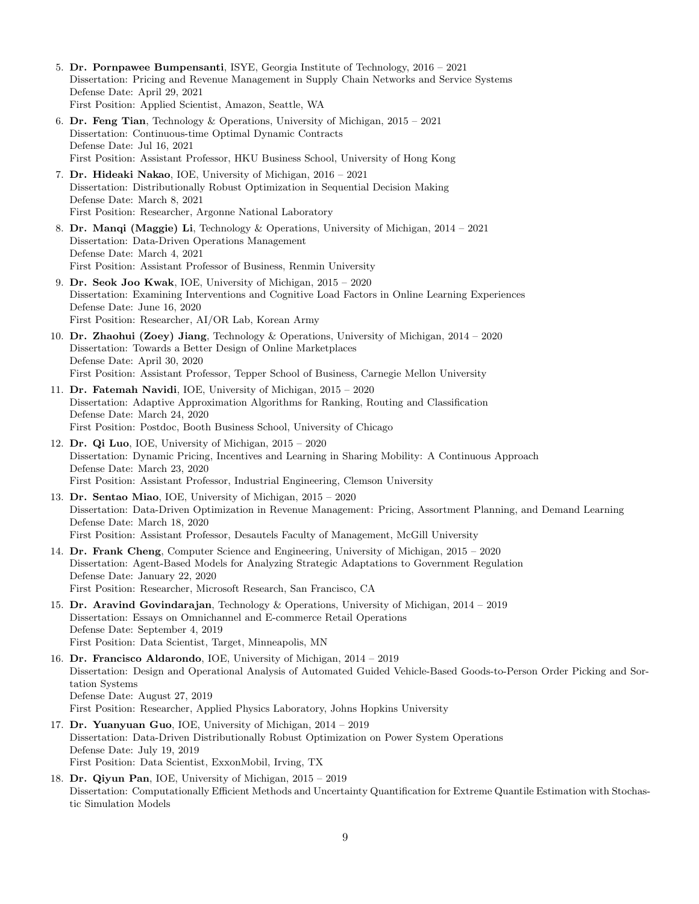5. **Dr. Pornpawee Bumpensanti**, ISYE, Georgia Institute of Technology, 2016 – 2021
   Dissertation: Pricing and Revenue Management in Supply Chain Networks and Service Systems
   Defense Date: April 29, 2021
   First Position: Applied Scientist, Amazon, Seattle, WA

6. **Dr. Feng Tian**, Technology & Operations, University of Michigan, 2015 – 2021
   Dissertation: Continuous-time Optimal Dynamic Contracts
   Defense Date: Jul 16, 2021
   First Position: Assistant Professor, HKU Business School, University of Hong Kong

7. **Dr. Hideaki Nakao**, IOE, University of Michigan, 2016 – 2021
   Dissertation: Distributionally Robust Optimization in Sequential Decision Making
   Defense Date: March 8, 2021
   First Position: Researcher, Argonne National Laboratory

8. **Dr. Manqi (Maggie) Li**, Technology & Operations, University of Michigan, 2014 – 2021
   Dissertation: Data-Driven Operations Management
   Defense Date: March 4, 2021
   First Position: Assistant Professor of Business, Renmin University

9. **Dr. Seok Joo Kwak**, IOE, University of Michigan, 2015 – 2020
   Dissertation: Examining Interventions and Cognitive Load Factors in Online Learning Experiences
   Defense Date: June 16, 2020
   First Position: Researcher, AI/OR Lab, Korean Army

10. **Dr. Zhaohui (Zoey) Jiang**, Technology & Operations, University of Michigan, 2014 – 2020
    Dissertation: Towards a Better Design of Online Marketplaces
    Defense Date: April 30, 2020
    First Position: Assistant Professor, Tepper School of Business, Carnegie Mellon University

11. **Dr. Fatemah Navidi**, IOE, University of Michigan, 2015 – 2020
    Dissertation: Adaptive Approximation Algorithms for Ranking, Routing and Classification
    Defense Date: March 24, 2020
    First Position: Postdoc, Booth Business School, University of Chicago

12. **Dr. Qi Luo**, IOE, University of Michigan, 2015 – 2020
    Dissertation: Dynamic Pricing, Incentives and Learning in Sharing Mobility: A Continuous Approach
    Defense Date: March 23, 2020
    First Position: Assistant Professor, Industrial Engineering, Clemson University

13. **Dr. Sentao Miao**, IOE, University of Michigan, 2015 – 2020
    Dissertation: Data-Driven Optimization in Revenue Management: Pricing, Assortment Planning, and Demand Learning
    Defense Date: March 18, 2020
    First Position: Assistant Professor, Desautels Faculty of Management, McGill University

14. **Dr. Frank Cheng**, Computer Science and Engineering, University of Michigan, 2015 – 2020
    Dissertation: Agent-Based Models for Analyzing Strategic Adaptations to Government Regulation
    Defense Date: January 22, 2020
    First Position: Researcher, Microsoft Research, San Francisco, CA

15. **Dr. Aravind Govindarajan**, Technology & Operations, University of Michigan, 2014 – 2019
    Dissertation: Essays on Omnichannel and E-commerce Retail Operations
    Defense Date: September 4, 2019
    First Position: Data Scientist, Target, Minneapolis, MN

16. **Dr. Francisco Aldarondo**, IOE, University of Michigan, 2014 – 2019
    Dissertation: Design and Operational Analysis of Automated Guided Vehicle-Based Goods-to-Person Order Picking and Sortation Systems
    Defense Date: August 27, 2019
    First Position: Researcher, Applied Physics Laboratory, Johns Hopkins University

17. **Dr. Yuanyuan Guo**, IOE, University of Michigan, 2014 – 2019
    Dissertation: Data-Driven Distributionally Robust Optimization on Power System Operations
    Defense Date: July 19, 2019
    First Position: Data Scientist, ExxonMobil, Irving, TX

18. **Dr. Qiyun Pan**, IOE, University of Michigan, 2015 – 2019
    Dissertation: Computationally Efficient Methods and Uncertainty Quantification for Extreme Quantile Estimation with Stochastic Simulation Models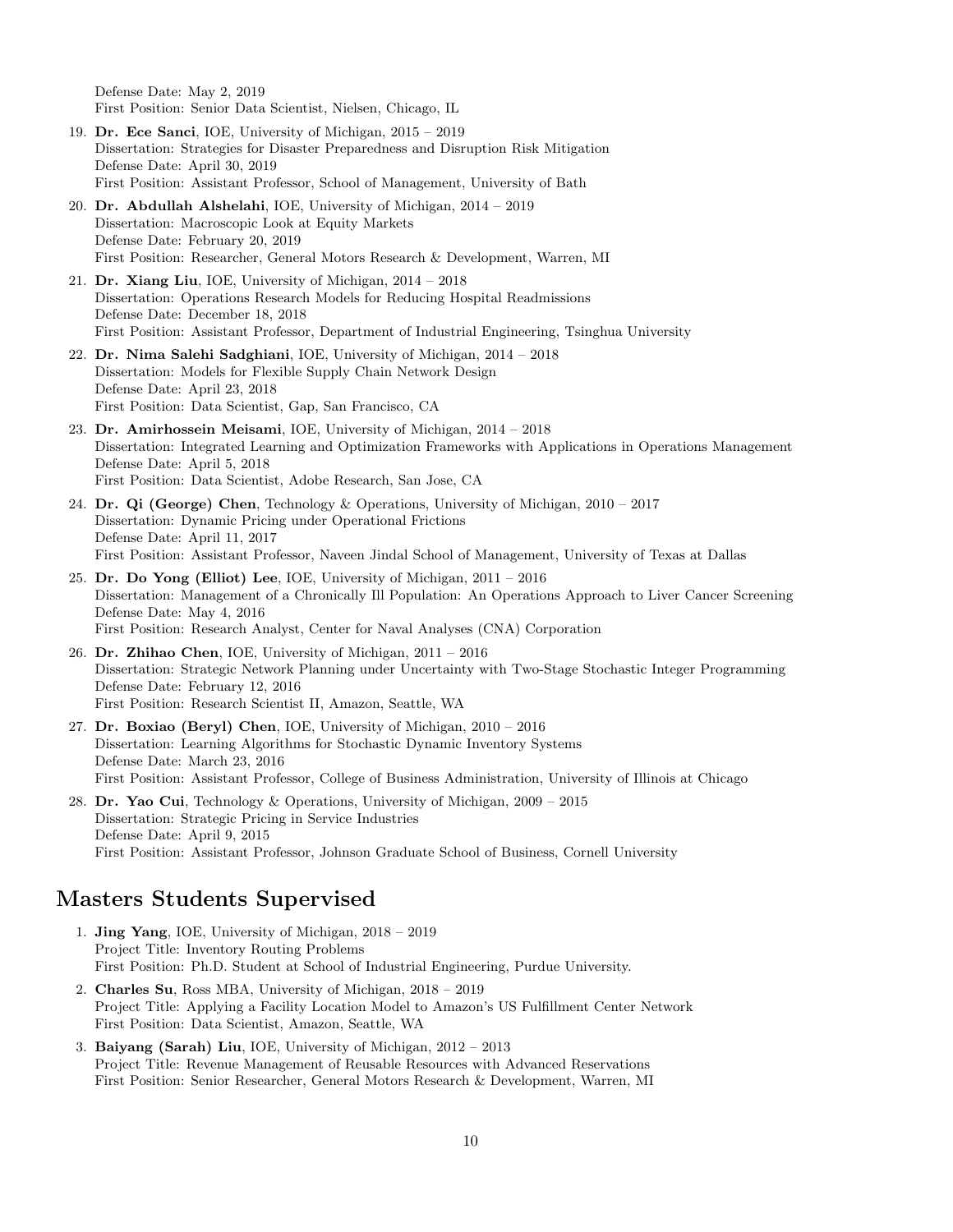Defense Date: May 2, 2019
First Position: Senior Data Scientist, Nielsen, Chicago, IL

19. **Dr. Ece Sanci**, IOE, University of Michigan, 2015 – 2019
Dissertation: Strategies for Disaster Preparedness and Disruption Risk Mitigation
Defense Date: April 30, 2019
First Position: Assistant Professor, School of Management, University of Bath

20. **Dr. Abdullah Alshelahi**, IOE, University of Michigan, 2014 – 2019
Dissertation: Macroscopic Look at Equity Markets
Defense Date: February 20, 2019
First Position: Researcher, General Motors Research & Development, Warren, MI

21. **Dr. Xiang Liu**, IOE, University of Michigan, 2014 – 2018
Dissertation: Operations Research Models for Reducing Hospital Readmissions
Defense Date: December 18, 2018
First Position: Assistant Professor, Department of Industrial Engineering, Tsinghua University

22. **Dr. Nima Salehi Sadghiani**, IOE, University of Michigan, 2014 – 2018
Dissertation: Models for Flexible Supply Chain Network Design
Defense Date: April 23, 2018
First Position: Data Scientist, Gap, San Francisco, CA

23. **Dr. Amirhossein Meisami**, IOE, University of Michigan, 2014 – 2018
Dissertation: Integrated Learning and Optimization Frameworks with Applications in Operations Management
Defense Date: April 5, 2018
First Position: Data Scientist, Adobe Research, San Jose, CA

24. **Dr. Qi (George) Chen**, Technology & Operations, University of Michigan, 2010 – 2017
Dissertation: Dynamic Pricing under Operational Frictions
Defense Date: April 11, 2017
First Position: Assistant Professor, Naveen Jindal School of Management, University of Texas at Dallas

25. **Dr. Do Yong (Elliot) Lee**, IOE, University of Michigan, 2011 – 2016
Dissertation: Management of a Chronically Ill Population: An Operations Approach to Liver Cancer Screening
Defense Date: May 4, 2016
First Position: Research Analyst, Center for Naval Analyses (CNA) Corporation

26. **Dr. Zhihao Chen**, IOE, University of Michigan, 2011 – 2016
Dissertation: Strategic Network Planning under Uncertainty with Two-Stage Stochastic Integer Programming
Defense Date: February 12, 2016
First Position: Research Scientist II, Amazon, Seattle, WA

27. **Dr. Boxiao (Beryl) Chen**, IOE, University of Michigan, 2010 – 2016
Dissertation: Learning Algorithms for Stochastic Dynamic Inventory Systems
Defense Date: March 23, 2016
First Position: Assistant Professor, College of Business Administration, University of Illinois at Chicago

28. **Dr. Yao Cui**, Technology & Operations, University of Michigan, 2009 – 2015
Dissertation: Strategic Pricing in Service Industries
Defense Date: April 9, 2015
First Position: Assistant Professor, Johnson Graduate School of Business, Cornell University

## Masters Students Supervised

1. **Jing Yang**, IOE, University of Michigan, 2018 – 2019
Project Title: Inventory Routing Problems
First Position: Ph.D. Student at School of Industrial Engineering, Purdue University.

2. **Charles Su**, Ross MBA, University of Michigan, 2018 – 2019
Project Title: Applying a Facility Location Model to Amazon's US Fulfillment Center Network
First Position: Data Scientist, Amazon, Seattle, WA

3. **Baiyang (Sarah) Liu**, IOE, University of Michigan, 2012 – 2013
Project Title: Revenue Management of Reusable Resources with Advanced Reservations
First Position: Senior Researcher, General Motors Research & Development, Warren, MI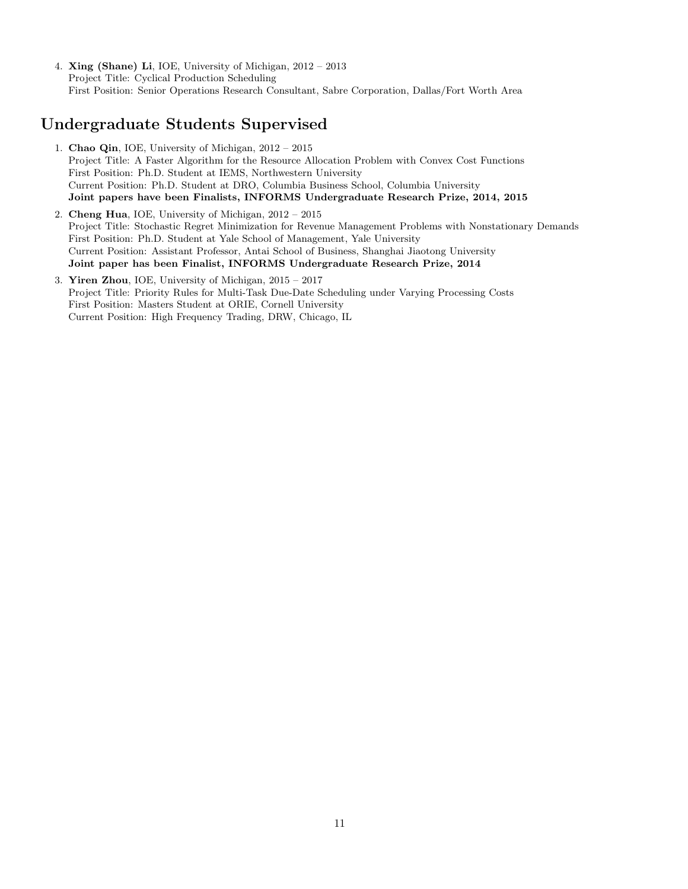4. **Xing (Shane) Li**, IOE, University of Michigan, 2012 – 2013
   Project Title: Cyclical Production Scheduling
   First Position: Senior Operations Research Consultant, Sabre Corporation, Dallas/Fort Worth Area

## Undergraduate Students Supervised

1. **Chao Qin**, IOE, University of Michigan, 2012 – 2015
   Project Title: A Faster Algorithm for the Resource Allocation Problem with Convex Cost Functions
   First Position: Ph.D. Student at IEMS, Northwestern University
   Current Position: Ph.D. Student at DRO, Columbia Business School, Columbia University
   **Joint papers have been Finalists, INFORMS Undergraduate Research Prize, 2014, 2015**
2. **Cheng Hua**, IOE, University of Michigan, 2012 – 2015
   Project Title: Stochastic Regret Minimization for Revenue Management Problems with Nonstationary Demands
   First Position: Ph.D. Student at Yale School of Management, Yale University
   Current Position: Assistant Professor, Antai School of Business, Shanghai Jiaotong University
   **Joint paper has been Finalist, INFORMS Undergraduate Research Prize, 2014**
3. **Yiren Zhou**, IOE, University of Michigan, 2015 – 2017
   Project Title: Priority Rules for Multi-Task Due-Date Scheduling under Varying Processing Costs
   First Position: Masters Student at ORIE, Cornell University
   Current Position: High Frequency Trading, DRW, Chicago, IL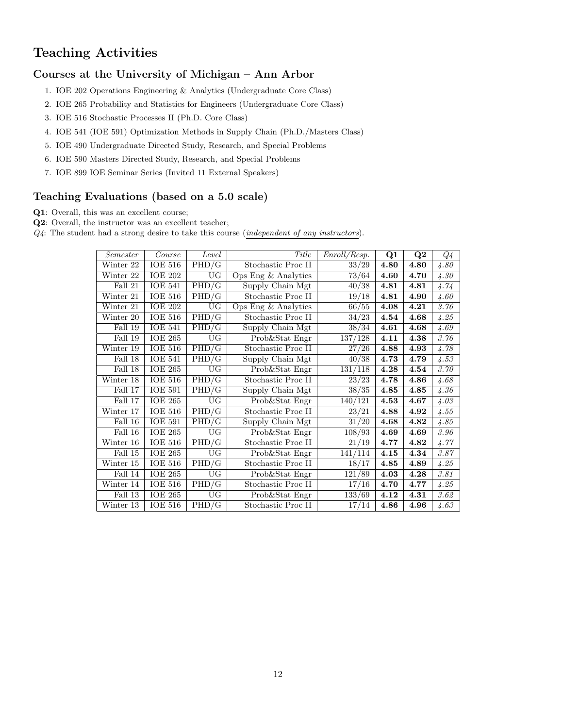## Teaching Activities

### Courses at the University of Michigan – Ann Arbor

1. IOE 202 Operations Engineering & Analytics (Undergraduate Core Class)
2. IOE 265 Probability and Statistics for Engineers (Undergraduate Core Class)
3. IOE 516 Stochastic Processes II (Ph.D. Core Class)
4. IOE 541 (IOE 591) Optimization Methods in Supply Chain (Ph.D./Masters Class)
5. IOE 490 Undergraduate Directed Study, Research, and Special Problems
6. IOE 590 Masters Directed Study, Research, and Special Problems
7. IOE 899 IOE Seminar Series (Invited 11 External Speakers)

### Teaching Evaluations (based on a 5.0 scale)

**Q1**: Overall, this was an excellent course;
**Q2**: Overall, the instructor was an excellent teacher;
*Q4*: The student had a strong desire to take this course (*independent of any instructors*).

| *Semester* | *Course* | *Level* | *Title* | *Enroll/Resp.* | **Q1** | **Q2** | *Q4* |
|---|---|---|---|---|---|---|---|
| Winter 22 | IOE 516 | PHD/G | Stochastic Proc II | 33/29 | **4.80** | **4.80** | *4.80* |
| Winter 22 | IOE 202 | UG | Ops Eng & Analytics | 73/64 | **4.60** | **4.70** | *4.30* |
| Fall 21 | IOE 541 | PHD/G | Supply Chain Mgt | 40/38 | **4.81** | **4.81** | *4.74* |
| Winter 21 | IOE 516 | PHD/G | Stochastic Proc II | 19/18 | **4.81** | **4.90** | *4.60* |
| Winter 21 | IOE 202 | UG | Ops Eng & Analytics | 66/55 | **4.08** | **4.21** | *3.76* |
| Winter 20 | IOE 516 | PHD/G | Stochastic Proc II | 34/23 | **4.54** | **4.68** | *4.25* |
| Fall 19 | IOE 541 | PHD/G | Supply Chain Mgt | 38/34 | **4.61** | **4.68** | *4.69* |
| Fall 19 | IOE 265 | UG | Prob&Stat Engr | 137/128 | **4.11** | **4.38** | *3.76* |
| Winter 19 | IOE 516 | PHD/G | Stochastic Proc II | 27/26 | **4.88** | **4.93** | *4.78* |
| Fall 18 | IOE 541 | PHD/G | Supply Chain Mgt | 40/38 | **4.73** | **4.79** | *4.53* |
| Fall 18 | IOE 265 | UG | Prob&Stat Engr | 131/118 | **4.28** | **4.54** | *3.70* |
| Winter 18 | IOE 516 | PHD/G | Stochastic Proc II | 23/23 | **4.78** | **4.86** | *4.68* |
| Fall 17 | IOE 591 | PHD/G | Supply Chain Mgt | 38/35 | **4.85** | **4.85** | *4.36* |
| Fall 17 | IOE 265 | UG | Prob&Stat Engr | 140/121 | **4.53** | **4.67** | *4.03* |
| Winter 17 | IOE 516 | PHD/G | Stochastic Proc II | 23/21 | **4.88** | **4.92** | *4.55* |
| Fall 16 | IOE 591 | PHD/G | Supply Chain Mgt | 31/20 | **4.68** | **4.82** | *4.85* |
| Fall 16 | IOE 265 | UG | Prob&Stat Engr | 108/93 | **4.69** | **4.69** | *3.96* |
| Winter 16 | IOE 516 | PHD/G | Stochastic Proc II | 21/19 | **4.77** | **4.82** | *4.77* |
| Fall 15 | IOE 265 | UG | Prob&Stat Engr | 141/114 | **4.15** | **4.34** | *3.87* |
| Winter 15 | IOE 516 | PHD/G | Stochastic Proc II | 18/17 | **4.85** | **4.89** | *4.25* |
| Fall 14 | IOE 265 | UG | Prob&Stat Engr | 121/89 | **4.03** | **4.28** | *3.81* |
| Winter 14 | IOE 516 | PHD/G | Stochastic Proc II | 17/16 | **4.70** | **4.77** | *4.25* |
| Fall 13 | IOE 265 | UG | Prob&Stat Engr | 133/69 | **4.12** | **4.31** | *3.62* |
| Winter 13 | IOE 516 | PHD/G | Stochastic Proc II | 17/14 | **4.86** | **4.96** | *4.63* |